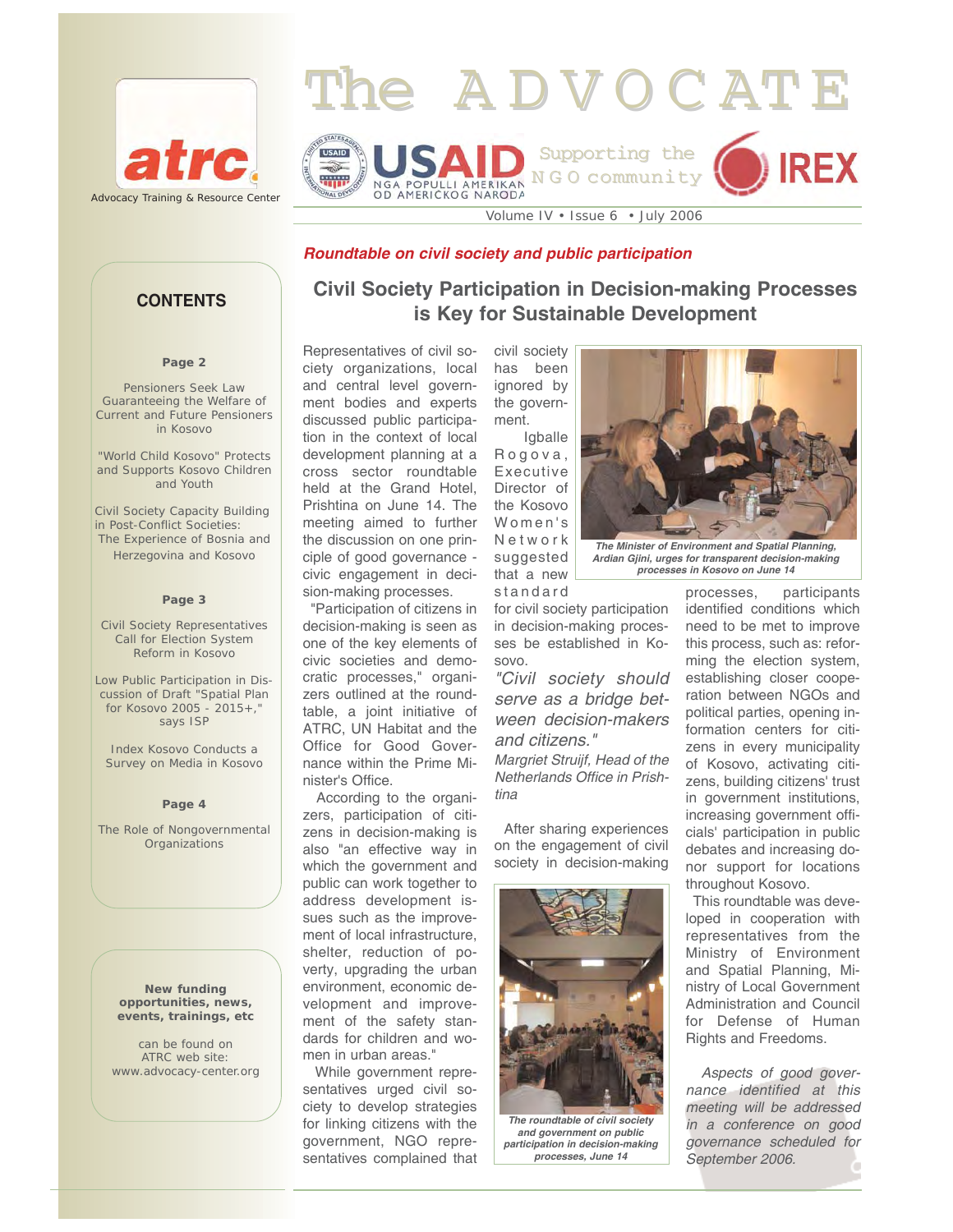# The ADVOCATE

atrc
Advocacy Training & Resource Center

USAID NGA POPULLI AMERIKAN OD AMERICKOG NARODA — Supporting the NGO community — IREX

Volume IV • Issue 6 • July 2006

## CONTENTS

**Page 2**

Pensioners Seek Law Guaranteeing the Welfare of Current and Future Pensioners in Kosovo

"World Child Kosovo" Protects and Supports Kosovo Children and Youth

Civil Society Capacity Building in Post-Conflict Societies: The Experience of Bosnia and Herzegovina and Kosovo

**Page 3**

Civil Society Representatives Call for Election System Reform in Kosovo

Low Public Participation in Discussion of Draft "Spatial Plan for Kosovo 2005 - 2015+," says ISP

Index Kosovo Conducts a Survey on Media in Kosovo

**Page 4**

The Role of Nongovernmental Organizations

**New funding opportunities, news, events, trainings, etc**

can be found on ATRC web site: www.advocacy-center.org

***Roundtable on civil society and public participation***

## Civil Society Participation in Decision-making Processes is Key for Sustainable Development

Representatives of civil society organizations, local and central level government bodies and experts discussed public participation in the context of local development planning at a cross sector roundtable held at the Grand Hotel, Prishtina on June 14. The meeting aimed to further the discussion on one principle of good governance - civic engagement in decision-making processes.

"Participation of citizens in decision-making is seen as one of the key elements of civic societies and democratic processes," organizers outlined at the roundtable, a joint initiative of ATRC, UN Habitat and the Office for Good Governance within the Prime Minister's Office.

According to the organizers, participation of citizens in decision-making is also "an effective way in which the government and public can work together to address development issues such as the improvement of local infrastructure, shelter, reduction of poverty, upgrading the urban environment, economic development and improvement of the safety standards for children and women in urban areas."

While government representatives urged civil society to develop strategies for linking citizens with the government, NGO representatives complained that civil society has been ignored by the government.

Igballe Rogova, Executive Director of the Kosovo Women's Network suggested that a new standard for civil society participation in decision-making processes be established in Kosovo.

*"Civil society should serve as a bridge between decision-makers and citizens."*

*Margriet Struijf, Head of the Netherlands Office in Prishtina*

***The Minister of Environment and Spatial Planning, Ardian Gjini, urges for transparent decision-making processes in Kosovo on June 14***

After sharing experiences on the engagement of civil society in decision-making processes, participants identified conditions which need to be met to improve this process, such as: reforming the election system, establishing closer cooperation between NGOs and political parties, opening information centers for citizens in every municipality of Kosovo, activating citizens, building citizens' trust in government institutions, increasing government officials' participation in public debates and increasing donor support for locations throughout Kosovo.

***The roundtable of civil society and government on public participation in decision-making processes, June 14***

This roundtable was developed in cooperation with representatives from the Ministry of Environment and Spatial Planning, Ministry of Local Government Administration and Council for Defense of Human Rights and Freedoms.

*Aspects of good governance identified at this meeting will be addressed in a conference on good governance scheduled for September 2006.*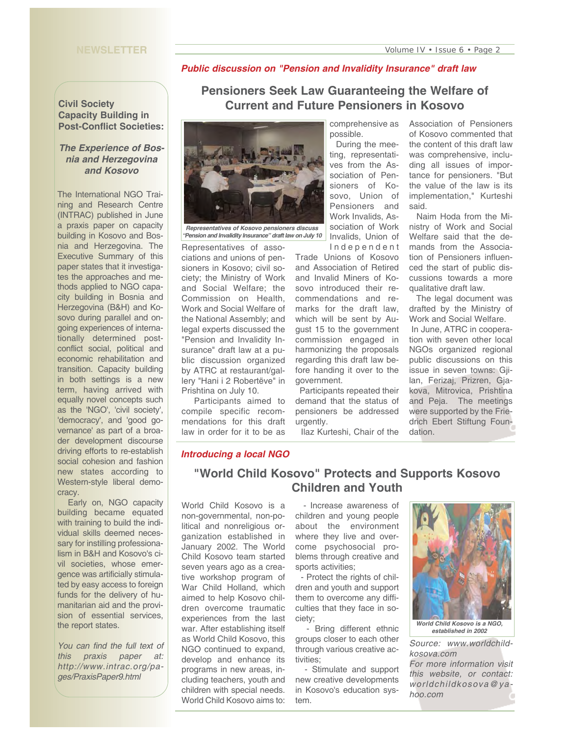## Civil Society Capacity Building in Post-Conflict Societies:

### *The Experience of Bosnia and Herzegovina and Kosovo*

The International NGO Training and Research Centre (INTRAC) published in June a praxis paper on capacity building in Kosovo and Bosnia and Herzegovina. The Executive Summary of this paper states that it investigates the approaches and methods applied to NGO capacity building in Bosnia and Herzegovina (B&H) and Kosovo during parallel and ongoing experiences of internationally determined post-conflict social, political and economic rehabilitation and transition. Capacity building in both settings is a new term, having arrived with equally novel concepts such as the 'NGO', 'civil society', 'democracy', and 'good governance' as part of a broader development discourse driving efforts to re-establish social cohesion and fashion new states according to Western-style liberal democracy.

Early on, NGO capacity building became equated with training to build the individual skills deemed necessary for instilling professionalism in B&H and Kosovo's civil societies, whose emergence was artificially stimulated by easy access to foreign funds for the delivery of humanitarian aid and the provision of essential services, the report states.

*You can find the full text of this praxis paper at: http://www.intrac.org/pages/PraxisPaper9.html*

***Public discussion on "Pension and Invalidity Insurance" draft law***

# Pensioners Seek Law Guaranteeing the Welfare of Current and Future Pensioners in Kosovo

*Representatives of Kosovo pensioners discuss "Pension and Invalidity Insurance" draft law on July 10*

Representatives of associations and unions of pensioners in Kosovo; civil society; the Ministry of Work and Social Welfare; the Commission on Health, Work and Social Welfare of the National Assembly; and legal experts discussed the "Pension and Invalidity Insurance" draft law at a public discussion organized by ATRC at restaurant/gallery "Hani i 2 Robertëve" in Prishtina on July 10.

Participants aimed to compile specific recommendations for this draft law in order for it to be as comprehensive as possible.

During the meeting, representatives from the Association of Pensioners of Kosovo, Union of Pensioners and Work Invalids, Association of Work Invalids, Union of Independent Trade Unions of Kosovo and Association of Retired and Invalid Miners of Kosovo introduced their recommendations and remarks for the draft law, which will be sent by August 15 to the government commission engaged in harmonizing the proposals regarding this draft law before handing it over to the government.

Participants repeated their demand that the status of pensioners be addressed urgently.

Ilaz Kurteshi, Chair of the Association of Pensioners of Kosovo commented that the content of this draft law was comprehensive, including all issues of importance for pensioners. "But the value of the law is its implementation," Kurteshi said.

Naim Hoda from the Ministry of Work and Social Welfare said that the demands from the Association of Pensioners influenced the start of public discussions towards a more qualitative draft law.

The legal document was drafted by the Ministry of Work and Social Welfare.

In June, ATRC in cooperation with seven other local NGOs organized regional public discussions on this issue in seven towns: Gjilan, Ferizaj, Prizren, Gjakova, Mitrovica, Prishtina and Peja. The meetings were supported by the Friedrich Ebert Stiftung Foundation.

***Introducing a local NGO***

# "World Child Kosovo" Protects and Supports Kosovo Children and Youth

World Child Kosovo is a non-governmental, non-political and nonreligious organization established in January 2002. The World Child Kosovo team started seven years ago as a creative workshop program of War Child Holland, which aimed to help Kosovo children overcome traumatic experiences from the last war. After establishing itself as World Child Kosovo, this NGO continued to expand, develop and enhance its programs in new areas, including teachers, youth and children with special needs. World Child Kosovo aims to:

- Increase awareness of children and young people about the environment where they live and overcome psychosocial problems through creative and sports activities;
- Protect the rights of children and youth and support them to overcome any difficulties that they face in society;
- Bring different ethnic groups closer to each other through various creative activities;
- Stimulate and support new creative developments in Kosovo's education system.

*World Child Kosovo is a NGO, established in 2002*

*Source: www.worldchildkosova.com*

*For more information visit this website, or contact: worldchildkosova@yahoo.com*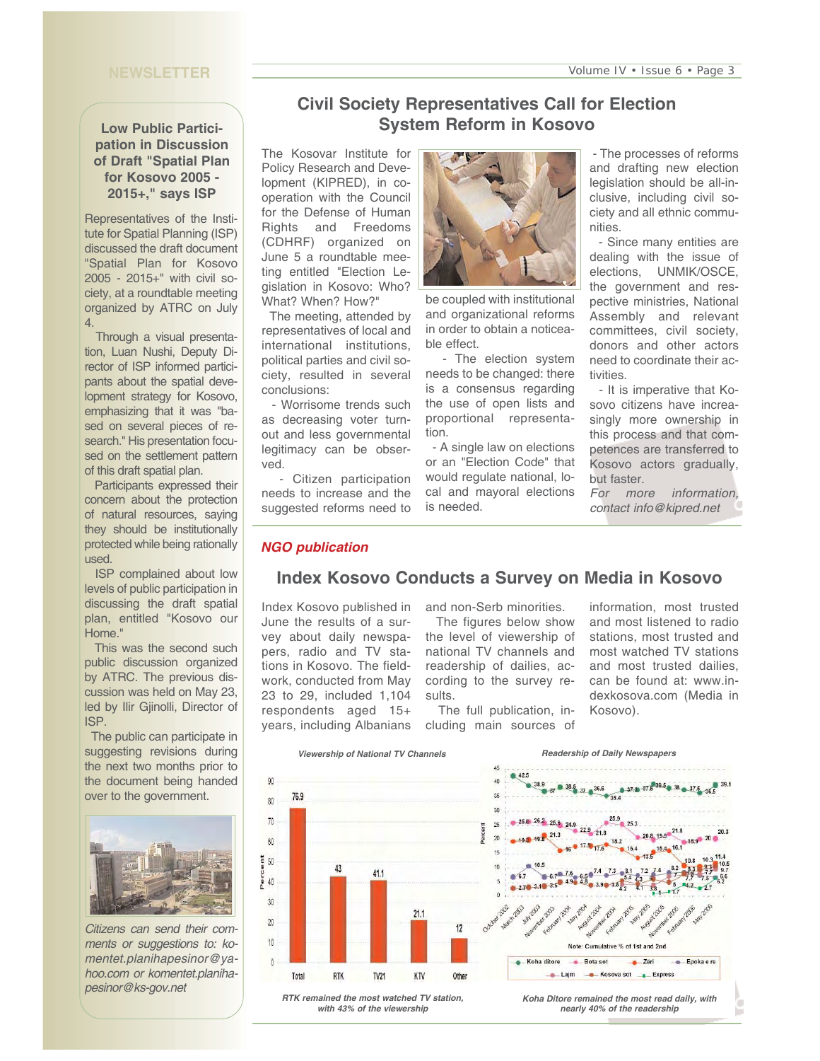## Low Public Participation in Discussion of Draft "Spatial Plan for Kosovo 2005 - 2015+," says ISP

Representatives of the Institute for Spatial Planning (ISP) discussed the draft document "Spatial Plan for Kosovo 2005 - 2015+" with civil society, at a roundtable meeting organized by ATRC on July 4.

Through a visual presentation, Luan Nushi, Deputy Director of ISP informed participants about the spatial development strategy for Kosovo, emphasizing that it was "based on several pieces of research." His presentation focused on the settlement pattern of this draft spatial plan.

Participants expressed their concern about the protection of natural resources, saying they should be institutionally protected while being rationally used.

ISP complained about low levels of public participation in discussing the draft spatial plan, entitled "Kosovo our Home."

This was the second such public discussion organized by ATRC. The previous discussion was held on May 23, led by Ilir Gjinolli, Director of ISP.

The public can participate in suggesting revisions during the next two months prior to the document being handed over to the government.

*Citizens can send their comments or suggestions to: komentet.planihapesinor@yahoo.com or komentet.planihapesinor@ks-gov.net*

## Civil Society Representatives Call for Election System Reform in Kosovo

The Kosovar Institute for Policy Research and Development (KIPRED), in cooperation with the Council for the Defense of Human Rights and Freedoms (CDHRF) organized on June 5 a roundtable meeting entitled "Election Legislation in Kosovo: Who? What? When? How?"

The meeting, attended by representatives of local and international institutions, political parties and civil society, resulted in several conclusions:

- Worrisome trends such as decreasing voter turnout and less governmental legitimacy can be observed.
- Citizen participation needs to increase and the suggested reforms need to be coupled with institutional and organizational reforms in order to obtain a noticeable effect.
- The election system needs to be changed: there is a consensus regarding the use of open lists and proportional representation.
- A single law on elections or an "Election Code" that would regulate national, local and mayoral elections is needed.
- The processes of reforms and drafting new election legislation should be all-inclusive, including civil society and all ethnic communities.
- Since many entities are dealing with the issue of elections, UNMIK/OSCE, the government and respective ministries, National Assembly and relevant committees, civil society, donors and other actors need to coordinate their activities.
- It is imperative that Kosovo citizens have increasingly more ownership in this process and that competences are transferred to Kosovo actors gradually, but faster.

*For more information, contact info@kipred.net*

***NGO publication***

## Index Kosovo Conducts a Survey on Media in Kosovo

Index Kosovo published in June the results of a survey about daily newspapers, radio and TV stations in Kosovo. The fieldwork, conducted from May 23 to 29, included 1,104 respondents aged 15+ years, including Albanians and non-Serb minorities.

The figures below show the level of viewership of national TV channels and readership of dailies, according to the survey results.

The full publication, including main sources of information, most trusted and most listened to radio stations, most trusted and most watched TV stations and most trusted dailies, can be found at: www.indexkosova.com (Media in Kosovo).

**Viewership of National TV Channels**

| | Total | RTK | TV21 | KTV | Other |
|---|---|---|---|---|---|
| Percent | 76.9 | 43 | 41.1 | 21.1 | 12 |

*RTK remained the most watched TV station, with 43% of the viewership*

**Readership of Daily Newspapers**

Note: Cumulative % of 1st and 2nd

Legend: Koha ditore, Bota sot, Zeri, Epoka e re, Lajm, Kosova sot, Express

*Koha Ditore remained the most read daily, with nearly 40% of the readership*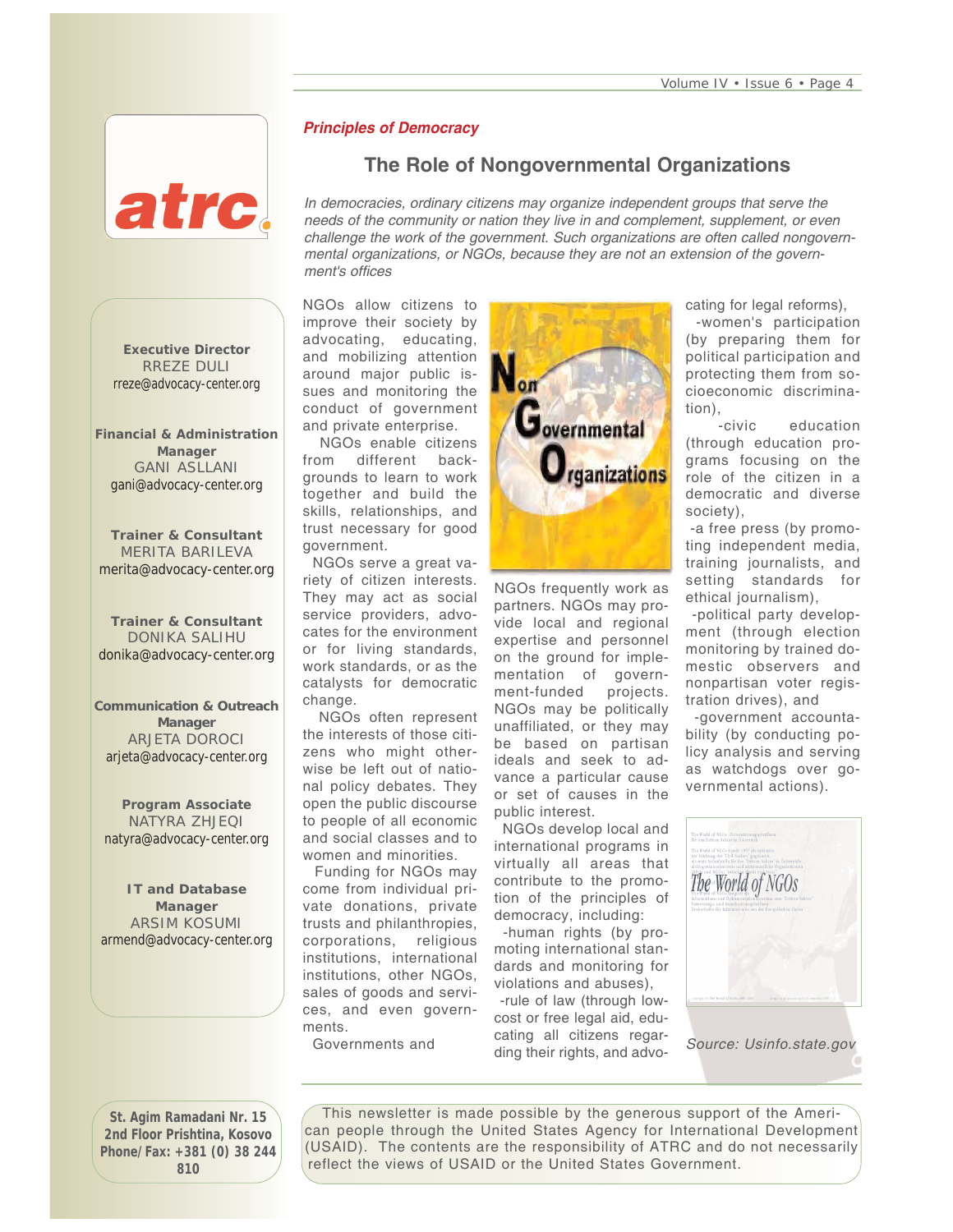atrc

**Executive Director**
RREZE DULI
rreze@advocacy-center.org

**Financial & Administration Manager**
GANI ASLLANI
gani@advocacy-center.org

**Trainer & Consultant**
MERITA BARILEVA
merita@advocacy-center.org

**Trainer & Consultant**
DONIKA SALIHU
donika@advocacy-center.org

**Communication & Outreach Manager**
ARJETA DOROCI
arjeta@advocacy-center.org

**Program Associate**
NATYRA ZHJEQI
natyra@advocacy-center.org

**IT and Database Manager**
ARSIM KOSUMI
armend@advocacy-center.org

***Principles of Democracy***

## The Role of Nongovernmental Organizations

*In democracies, ordinary citizens may organize independent groups that serve the needs of the community or nation they live in and complement, supplement, or even challenge the work of the government. Such organizations are often called nongovernmental organizations, or NGOs, because they are not an extension of the government's offices*

NGOs allow citizens to improve their society by advocating, educating, and mobilizing attention around major public issues and monitoring the conduct of government and private enterprise.

NGOs enable citizens from different backgrounds to learn to work together and build the skills, relationships, and trust necessary for good government.

NGOs serve a great variety of citizen interests. They may act as social service providers, advocates for the environment or for living standards, work standards, or as the catalysts for democratic change.

NGOs often represent the interests of those citizens who might otherwise be left out of national policy debates. They open the public discourse to people of all economic and social classes and to women and minorities.

Funding for NGOs may come from individual private donations, private trusts and philanthropies, corporations, religious institutions, international institutions, other NGOs, sales of goods and services, and even governments.

Governments and NGOs frequently work as partners. NGOs may provide local and regional expertise and personnel on the ground for implementation of government-funded projects. NGOs may be politically unaffiliated, or they may be based on partisan ideals and seek to advance a particular cause or set of causes in the public interest.

NGOs develop local and international programs in virtually all areas that contribute to the promotion of the principles of democracy, including:

-human rights (by promoting international standards and monitoring for violations and abuses),

-rule of law (through low-cost or free legal aid, educating all citizens regarding their rights, and advocating for legal reforms),

-women's participation (by preparing them for political participation and protecting them from socioeconomic discrimination),

-civic education (through education programs focusing on the role of the citizen in a democratic and diverse society),

-a free press (by promoting independent media, training journalists, and setting standards for ethical journalism),

-political party development (through election monitoring by trained domestic observers and nonpartisan voter registration drives), and

-government accountability (by conducting policy analysis and serving as watchdogs over governmental actions).

*Source: Usinfo.state.gov*

**St. Agim Ramadani Nr. 15**
**2nd Floor Prishtina, Kosovo**
**Phone/Fax: +381 (0) 38 244 810**

This newsletter is made possible by the generous support of the American people through the United States Agency for International Development (USAID). The contents are the responsibility of ATRC and do not necessarily reflect the views of USAID or the United States Government.